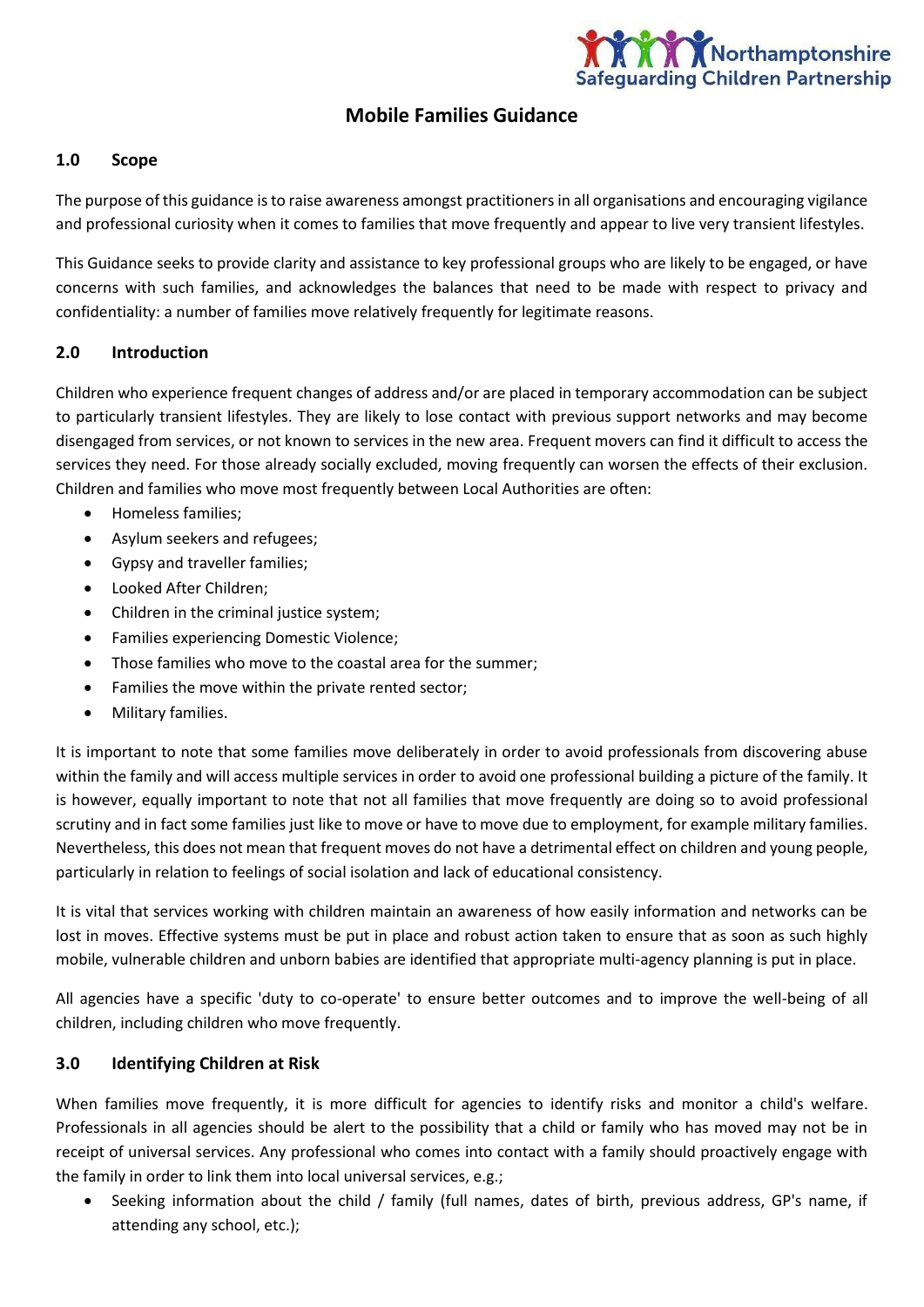Northamptonshire Safeguarding Children Partnership

# Mobile Families Guidance

## 1.0 Scope

The purpose of this guidance is to raise awareness amongst practitioners in all organisations and encouraging vigilance and professional curiosity when it comes to families that move frequently and appear to live very transient lifestyles.

This Guidance seeks to provide clarity and assistance to key professional groups who are likely to be engaged, or have concerns with such families, and acknowledges the balances that need to be made with respect to privacy and confidentiality: a number of families move relatively frequently for legitimate reasons.

## 2.0 Introduction

Children who experience frequent changes of address and/or are placed in temporary accommodation can be subject to particularly transient lifestyles. They are likely to lose contact with previous support networks and may become disengaged from services, or not known to services in the new area. Frequent movers can find it difficult to access the services they need. For those already socially excluded, moving frequently can worsen the effects of their exclusion. Children and families who move most frequently between Local Authorities are often:

- Homeless families;
- Asylum seekers and refugees;
- Gypsy and traveller families;
- Looked After Children;
- Children in the criminal justice system;
- Families experiencing Domestic Violence;
- Those families who move to the coastal area for the summer;
- Families the move within the private rented sector;
- Military families.

It is important to note that some families move deliberately in order to avoid professionals from discovering abuse within the family and will access multiple services in order to avoid one professional building a picture of the family. It is however, equally important to note that not all families that move frequently are doing so to avoid professional scrutiny and in fact some families just like to move or have to move due to employment, for example military families. Nevertheless, this does not mean that frequent moves do not have a detrimental effect on children and young people, particularly in relation to feelings of social isolation and lack of educational consistency.

It is vital that services working with children maintain an awareness of how easily information and networks can be lost in moves. Effective systems must be put in place and robust action taken to ensure that as soon as such highly mobile, vulnerable children and unborn babies are identified that appropriate multi-agency planning is put in place.

All agencies have a specific 'duty to co-operate' to ensure better outcomes and to improve the well-being of all children, including children who move frequently.

## 3.0 Identifying Children at Risk

When families move frequently, it is more difficult for agencies to identify risks and monitor a child's welfare. Professionals in all agencies should be alert to the possibility that a child or family who has moved may not be in receipt of universal services. Any professional who comes into contact with a family should proactively engage with the family in order to link them into local universal services, e.g.;

- Seeking information about the child / family (full names, dates of birth, previous address, GP's name, if attending any school, etc.);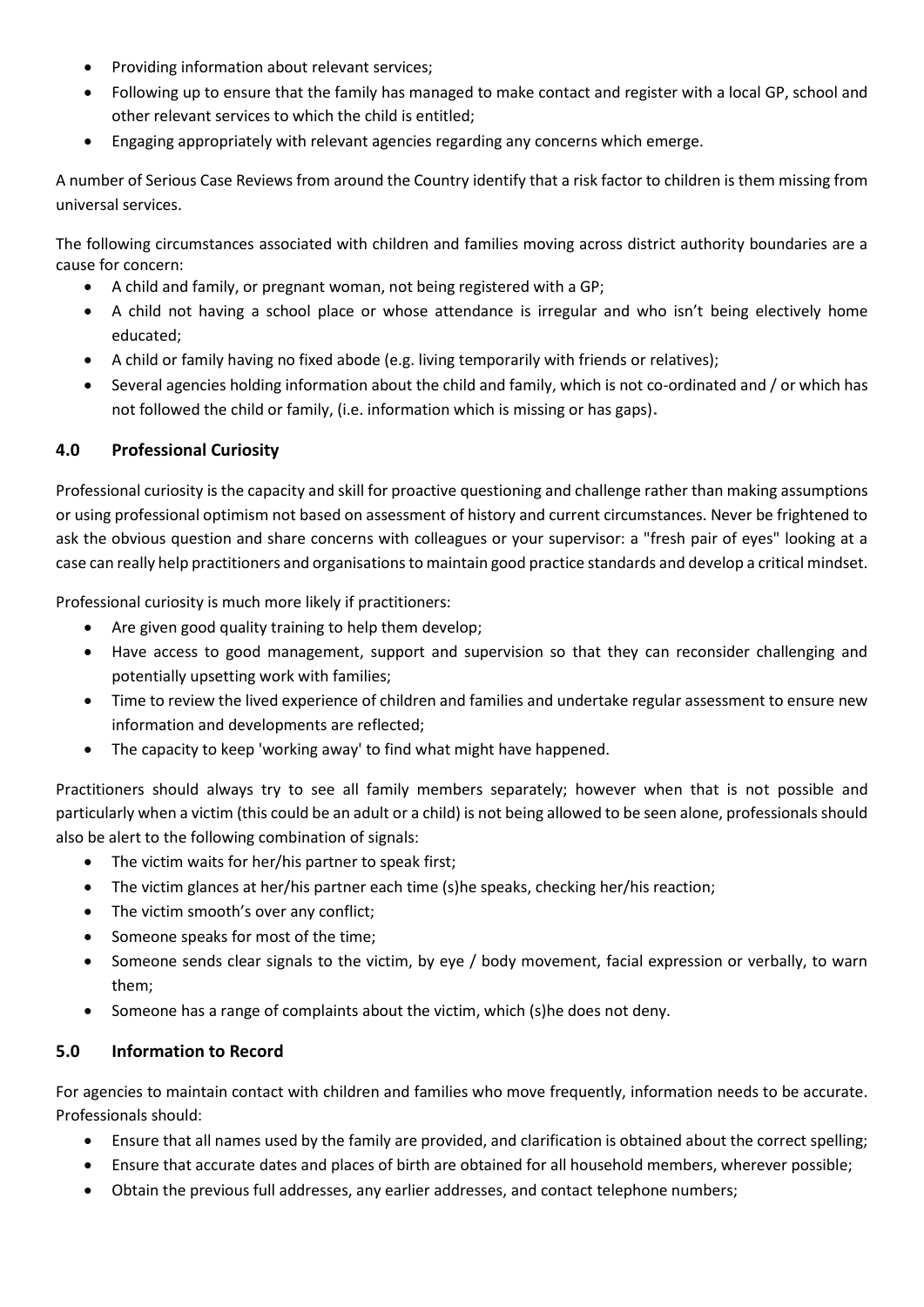- Providing information about relevant services;
- Following up to ensure that the family has managed to make contact and register with a local GP, school and other relevant services to which the child is entitled;
- Engaging appropriately with relevant agencies regarding any concerns which emerge.

A number of Serious Case Reviews from around the Country identify that a risk factor to children is them missing from universal services.

The following circumstances associated with children and families moving across district authority boundaries are a cause for concern:

- A child and family, or pregnant woman, not being registered with a GP;
- A child not having a school place or whose attendance is irregular and who isn't being electively home educated;
- A child or family having no fixed abode (e.g. living temporarily with friends or relatives);
- Several agencies holding information about the child and family, which is not co-ordinated and / or which has not followed the child or family, (i.e. information which is missing or has gaps).

## 4.0 Professional Curiosity

Professional curiosity is the capacity and skill for proactive questioning and challenge rather than making assumptions or using professional optimism not based on assessment of history and current circumstances. Never be frightened to ask the obvious question and share concerns with colleagues or your supervisor: a "fresh pair of eyes" looking at a case can really help practitioners and organisations to maintain good practice standards and develop a critical mindset.

Professional curiosity is much more likely if practitioners:

- Are given good quality training to help them develop;
- Have access to good management, support and supervision so that they can reconsider challenging and potentially upsetting work with families;
- Time to review the lived experience of children and families and undertake regular assessment to ensure new information and developments are reflected;
- The capacity to keep 'working away' to find what might have happened.

Practitioners should always try to see all family members separately; however when that is not possible and particularly when a victim (this could be an adult or a child) is not being allowed to be seen alone, professionals should also be alert to the following combination of signals:

- The victim waits for her/his partner to speak first;
- The victim glances at her/his partner each time (s)he speaks, checking her/his reaction;
- The victim smooth's over any conflict;
- Someone speaks for most of the time;
- Someone sends clear signals to the victim, by eye / body movement, facial expression or verbally, to warn them;
- Someone has a range of complaints about the victim, which (s)he does not deny.

## 5.0 Information to Record

For agencies to maintain contact with children and families who move frequently, information needs to be accurate. Professionals should:

- Ensure that all names used by the family are provided, and clarification is obtained about the correct spelling;
- Ensure that accurate dates and places of birth are obtained for all household members, wherever possible;
- Obtain the previous full addresses, any earlier addresses, and contact telephone numbers;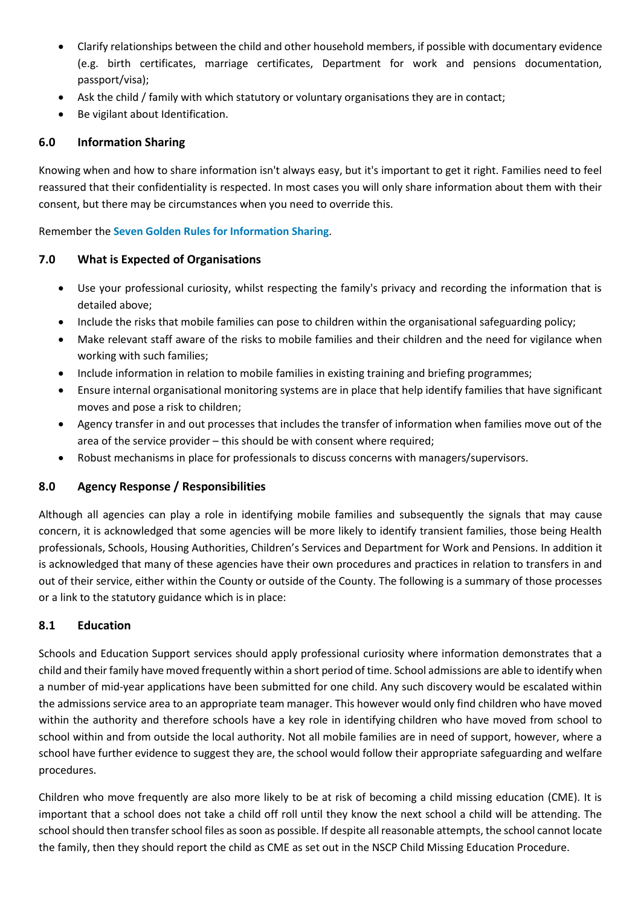- Clarify relationships between the child and other household members, if possible with documentary evidence (e.g. birth certificates, marriage certificates, Department for work and pensions documentation, passport/visa);
- Ask the child / family with which statutory or voluntary organisations they are in contact;
- Be vigilant about Identification.

## 6.0 Information Sharing

Knowing when and how to share information isn't always easy, but it's important to get it right. Families need to feel reassured that their confidentiality is respected. In most cases you will only share information about them with their consent, but there may be circumstances when you need to override this.

Remember the **Seven Golden Rules for Information Sharing**.

## 7.0 What is Expected of Organisations

- Use your professional curiosity, whilst respecting the family's privacy and recording the information that is detailed above;
- Include the risks that mobile families can pose to children within the organisational safeguarding policy;
- Make relevant staff aware of the risks to mobile families and their children and the need for vigilance when working with such families;
- Include information in relation to mobile families in existing training and briefing programmes;
- Ensure internal organisational monitoring systems are in place that help identify families that have significant moves and pose a risk to children;
- Agency transfer in and out processes that includes the transfer of information when families move out of the area of the service provider – this should be with consent where required;
- Robust mechanisms in place for professionals to discuss concerns with managers/supervisors.

## 8.0 Agency Response / Responsibilities

Although all agencies can play a role in identifying mobile families and subsequently the signals that may cause concern, it is acknowledged that some agencies will be more likely to identify transient families, those being Health professionals, Schools, Housing Authorities, Children's Services and Department for Work and Pensions. In addition it is acknowledged that many of these agencies have their own procedures and practices in relation to transfers in and out of their service, either within the County or outside of the County. The following is a summary of those processes or a link to the statutory guidance which is in place:

### 8.1 Education

Schools and Education Support services should apply professional curiosity where information demonstrates that a child and their family have moved frequently within a short period of time. School admissions are able to identify when a number of mid-year applications have been submitted for one child. Any such discovery would be escalated within the admissions service area to an appropriate team manager. This however would only find children who have moved within the authority and therefore schools have a key role in identifying children who have moved from school to school within and from outside the local authority. Not all mobile families are in need of support, however, where a school have further evidence to suggest they are, the school would follow their appropriate safeguarding and welfare procedures.

Children who move frequently are also more likely to be at risk of becoming a child missing education (CME). It is important that a school does not take a child off roll until they know the next school a child will be attending. The school should then transfer school files as soon as possible. If despite all reasonable attempts, the school cannot locate the family, then they should report the child as CME as set out in the NSCP Child Missing Education Procedure.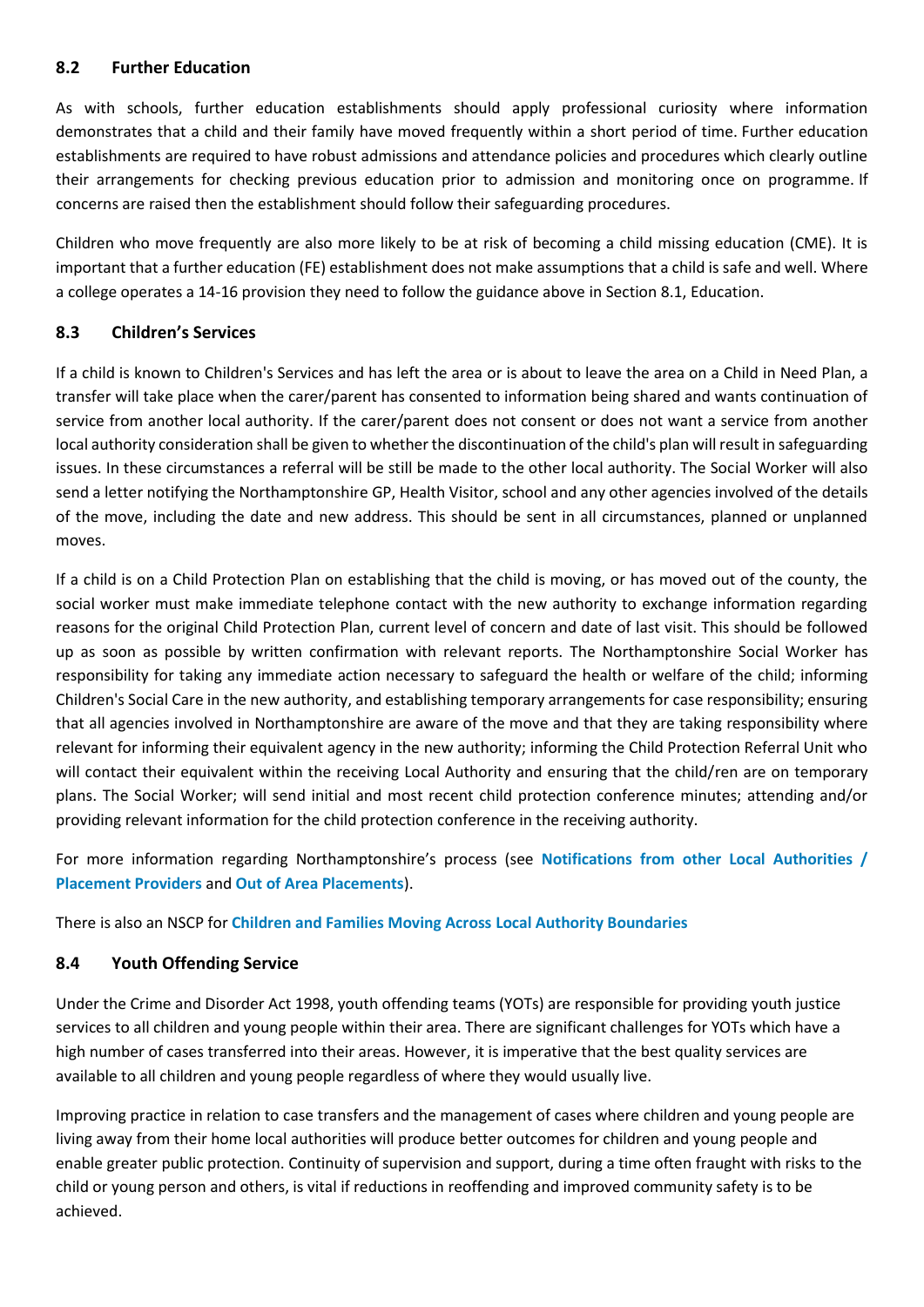## 8.2 Further Education

As with schools, further education establishments should apply professional curiosity where information demonstrates that a child and their family have moved frequently within a short period of time. Further education establishments are required to have robust admissions and attendance policies and procedures which clearly outline their arrangements for checking previous education prior to admission and monitoring once on programme. If concerns are raised then the establishment should follow their safeguarding procedures.

Children who move frequently are also more likely to be at risk of becoming a child missing education (CME). It is important that a further education (FE) establishment does not make assumptions that a child is safe and well. Where a college operates a 14-16 provision they need to follow the guidance above in Section 8.1, Education.

## 8.3 Children's Services

If a child is known to Children's Services and has left the area or is about to leave the area on a Child in Need Plan, a transfer will take place when the carer/parent has consented to information being shared and wants continuation of service from another local authority. If the carer/parent does not consent or does not want a service from another local authority consideration shall be given to whether the discontinuation of the child's plan will result in safeguarding issues. In these circumstances a referral will be still be made to the other local authority. The Social Worker will also send a letter notifying the Northamptonshire GP, Health Visitor, school and any other agencies involved of the details of the move, including the date and new address. This should be sent in all circumstances, planned or unplanned moves.

If a child is on a Child Protection Plan on establishing that the child is moving, or has moved out of the county, the social worker must make immediate telephone contact with the new authority to exchange information regarding reasons for the original Child Protection Plan, current level of concern and date of last visit. This should be followed up as soon as possible by written confirmation with relevant reports. The Northamptonshire Social Worker has responsibility for taking any immediate action necessary to safeguard the health or welfare of the child; informing Children's Social Care in the new authority, and establishing temporary arrangements for case responsibility; ensuring that all agencies involved in Northamptonshire are aware of the move and that they are taking responsibility where relevant for informing their equivalent agency in the new authority; informing the Child Protection Referral Unit who will contact their equivalent within the receiving Local Authority and ensuring that the child/ren are on temporary plans. The Social Worker; will send initial and most recent child protection conference minutes; attending and/or providing relevant information for the child protection conference in the receiving authority.

For more information regarding Northamptonshire's process (see **Notifications from other Local Authorities / Placement Providers** and **Out of Area Placements**).

There is also an NSCP for **Children and Families Moving Across Local Authority Boundaries**

## 8.4 Youth Offending Service

Under the Crime and Disorder Act 1998, youth offending teams (YOTs) are responsible for providing youth justice services to all children and young people within their area. There are significant challenges for YOTs which have a high number of cases transferred into their areas. However, it is imperative that the best quality services are available to all children and young people regardless of where they would usually live.

Improving practice in relation to case transfers and the management of cases where children and young people are living away from their home local authorities will produce better outcomes for children and young people and enable greater public protection. Continuity of supervision and support, during a time often fraught with risks to the child or young person and others, is vital if reductions in reoffending and improved community safety is to be achieved.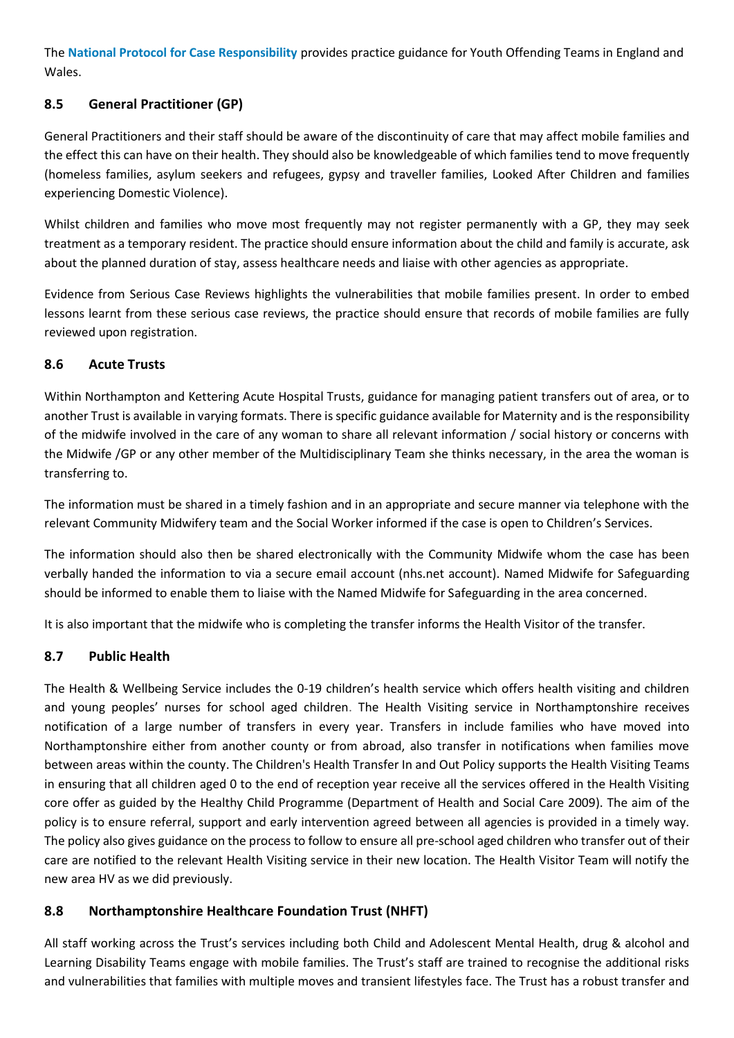The **National Protocol for Case Responsibility** provides practice guidance for Youth Offending Teams in England and Wales.

### 8.5 General Practitioner (GP)

General Practitioners and their staff should be aware of the discontinuity of care that may affect mobile families and the effect this can have on their health. They should also be knowledgeable of which families tend to move frequently (homeless families, asylum seekers and refugees, gypsy and traveller families, Looked After Children and families experiencing Domestic Violence).

Whilst children and families who move most frequently may not register permanently with a GP, they may seek treatment as a temporary resident. The practice should ensure information about the child and family is accurate, ask about the planned duration of stay, assess healthcare needs and liaise with other agencies as appropriate.

Evidence from Serious Case Reviews highlights the vulnerabilities that mobile families present. In order to embed lessons learnt from these serious case reviews, the practice should ensure that records of mobile families are fully reviewed upon registration.

### 8.6 Acute Trusts

Within Northampton and Kettering Acute Hospital Trusts, guidance for managing patient transfers out of area, or to another Trust is available in varying formats. There is specific guidance available for Maternity and is the responsibility of the midwife involved in the care of any woman to share all relevant information / social history or concerns with the Midwife /GP or any other member of the Multidisciplinary Team she thinks necessary, in the area the woman is transferring to.

The information must be shared in a timely fashion and in an appropriate and secure manner via telephone with the relevant Community Midwifery team and the Social Worker informed if the case is open to Children's Services.

The information should also then be shared electronically with the Community Midwife whom the case has been verbally handed the information to via a secure email account (nhs.net account). Named Midwife for Safeguarding should be informed to enable them to liaise with the Named Midwife for Safeguarding in the area concerned.

It is also important that the midwife who is completing the transfer informs the Health Visitor of the transfer.

### 8.7 Public Health

The Health & Wellbeing Service includes the 0-19 children's health service which offers health visiting and children and young peoples' nurses for school aged children. The Health Visiting service in Northamptonshire receives notification of a large number of transfers in every year. Transfers in include families who have moved into Northamptonshire either from another county or from abroad, also transfer in notifications when families move between areas within the county. The Children's Health Transfer In and Out Policy supports the Health Visiting Teams in ensuring that all children aged 0 to the end of reception year receive all the services offered in the Health Visiting core offer as guided by the Healthy Child Programme (Department of Health and Social Care 2009). The aim of the policy is to ensure referral, support and early intervention agreed between all agencies is provided in a timely way. The policy also gives guidance on the process to follow to ensure all pre-school aged children who transfer out of their care are notified to the relevant Health Visiting service in their new location. The Health Visitor Team will notify the new area HV as we did previously.

### 8.8 Northamptonshire Healthcare Foundation Trust (NHFT)

All staff working across the Trust's services including both Child and Adolescent Mental Health, drug & alcohol and Learning Disability Teams engage with mobile families. The Trust's staff are trained to recognise the additional risks and vulnerabilities that families with multiple moves and transient lifestyles face. The Trust has a robust transfer and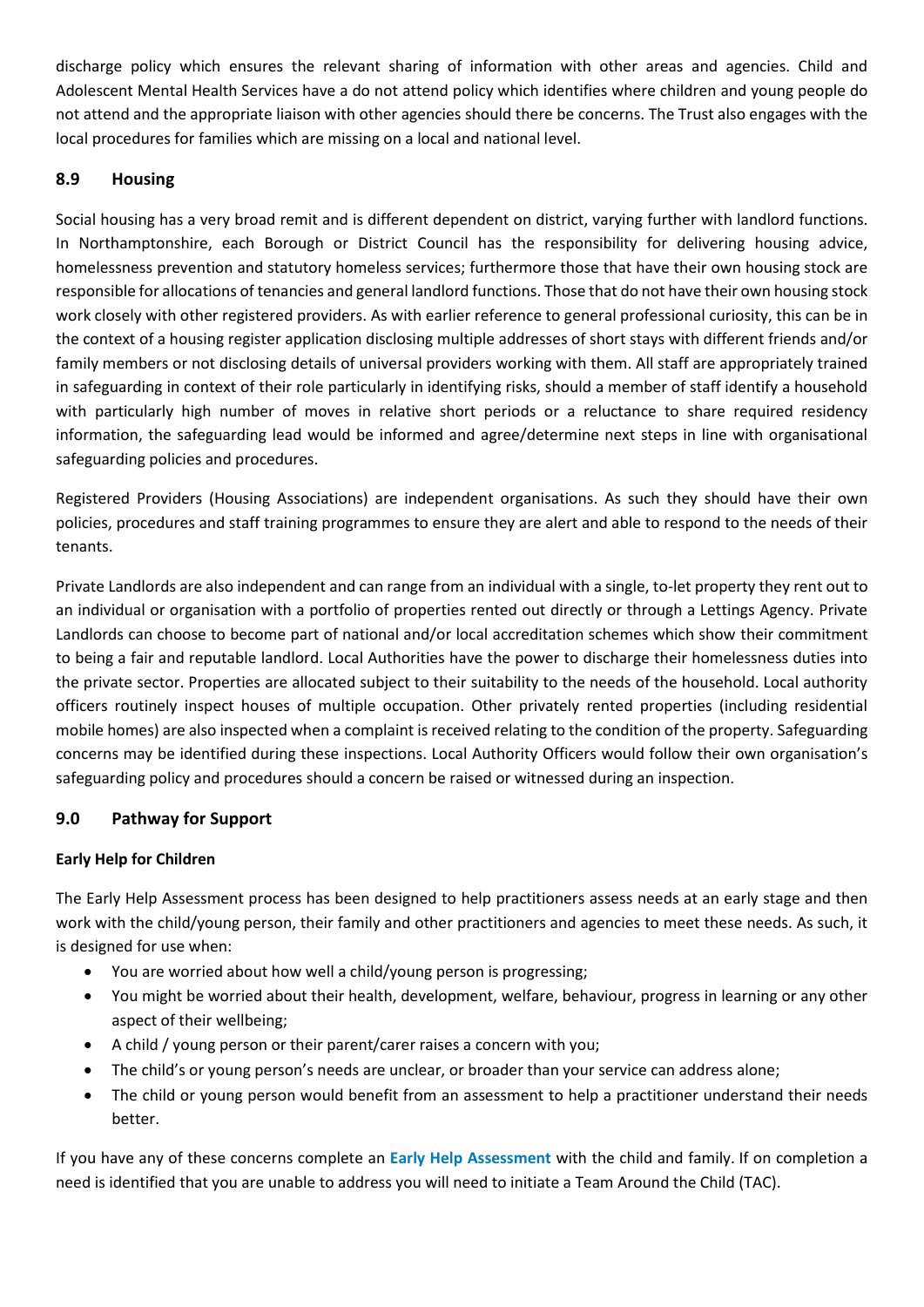discharge policy which ensures the relevant sharing of information with other areas and agencies. Child and Adolescent Mental Health Services have a do not attend policy which identifies where children and young people do not attend and the appropriate liaison with other agencies should there be concerns. The Trust also engages with the local procedures for families which are missing on a local and national level.

## 8.9 Housing

Social housing has a very broad remit and is different dependent on district, varying further with landlord functions. In Northamptonshire, each Borough or District Council has the responsibility for delivering housing advice, homelessness prevention and statutory homeless services; furthermore those that have their own housing stock are responsible for allocations of tenancies and general landlord functions. Those that do not have their own housing stock work closely with other registered providers. As with earlier reference to general professional curiosity, this can be in the context of a housing register application disclosing multiple addresses of short stays with different friends and/or family members or not disclosing details of universal providers working with them. All staff are appropriately trained in safeguarding in context of their role particularly in identifying risks, should a member of staff identify a household with particularly high number of moves in relative short periods or a reluctance to share required residency information, the safeguarding lead would be informed and agree/determine next steps in line with organisational safeguarding policies and procedures.

Registered Providers (Housing Associations) are independent organisations. As such they should have their own policies, procedures and staff training programmes to ensure they are alert and able to respond to the needs of their tenants.

Private Landlords are also independent and can range from an individual with a single, to-let property they rent out to an individual or organisation with a portfolio of properties rented out directly or through a Lettings Agency. Private Landlords can choose to become part of national and/or local accreditation schemes which show their commitment to being a fair and reputable landlord. Local Authorities have the power to discharge their homelessness duties into the private sector. Properties are allocated subject to their suitability to the needs of the household. Local authority officers routinely inspect houses of multiple occupation. Other privately rented properties (including residential mobile homes) are also inspected when a complaint is received relating to the condition of the property. Safeguarding concerns may be identified during these inspections. Local Authority Officers would follow their own organisation's safeguarding policy and procedures should a concern be raised or witnessed during an inspection.

## 9.0 Pathway for Support

**Early Help for Children**

The Early Help Assessment process has been designed to help practitioners assess needs at an early stage and then work with the child/young person, their family and other practitioners and agencies to meet these needs. As such, it is designed for use when:

- You are worried about how well a child/young person is progressing;
- You might be worried about their health, development, welfare, behaviour, progress in learning or any other aspect of their wellbeing;
- A child / young person or their parent/carer raises a concern with you;
- The child's or young person's needs are unclear, or broader than your service can address alone;
- The child or young person would benefit from an assessment to help a practitioner understand their needs better.

If you have any of these concerns complete an **Early Help Assessment** with the child and family. If on completion a need is identified that you are unable to address you will need to initiate a Team Around the Child (TAC).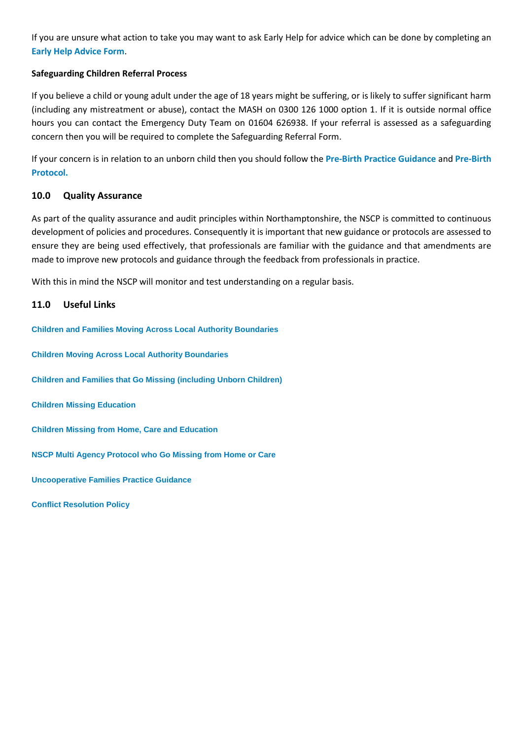If you are unsure what action to take you may want to ask Early Help for advice which can be done by completing an **Early Help Advice Form**.

**Safeguarding Children Referral Process**

If you believe a child or young adult under the age of 18 years might be suffering, or is likely to suffer significant harm (including any mistreatment or abuse), contact the MASH on 0300 126 1000 option 1. If it is outside normal office hours you can contact the Emergency Duty Team on 01604 626938. If your referral is assessed as a safeguarding concern then you will be required to complete the Safeguarding Referral Form.

If your concern is in relation to an unborn child then you should follow the **Pre-Birth Practice Guidance** and **Pre-Birth Protocol.**

## 10.0 Quality Assurance

As part of the quality assurance and audit principles within Northamptonshire, the NSCP is committed to continuous development of policies and procedures. Consequently it is important that new guidance or protocols are assessed to ensure they are being used effectively, that professionals are familiar with the guidance and that amendments are made to improve new protocols and guidance through the feedback from professionals in practice.

With this in mind the NSCP will monitor and test understanding on a regular basis.

## 11.0 Useful Links

**Children and Families Moving Across Local Authority Boundaries**

**Children Moving Across Local Authority Boundaries**

**Children and Families that Go Missing (including Unborn Children)**

**Children Missing Education**

**Children Missing from Home, Care and Education**

**NSCP Multi Agency Protocol who Go Missing from Home or Care**

**Uncooperative Families Practice Guidance**

**Conflict Resolution Policy**